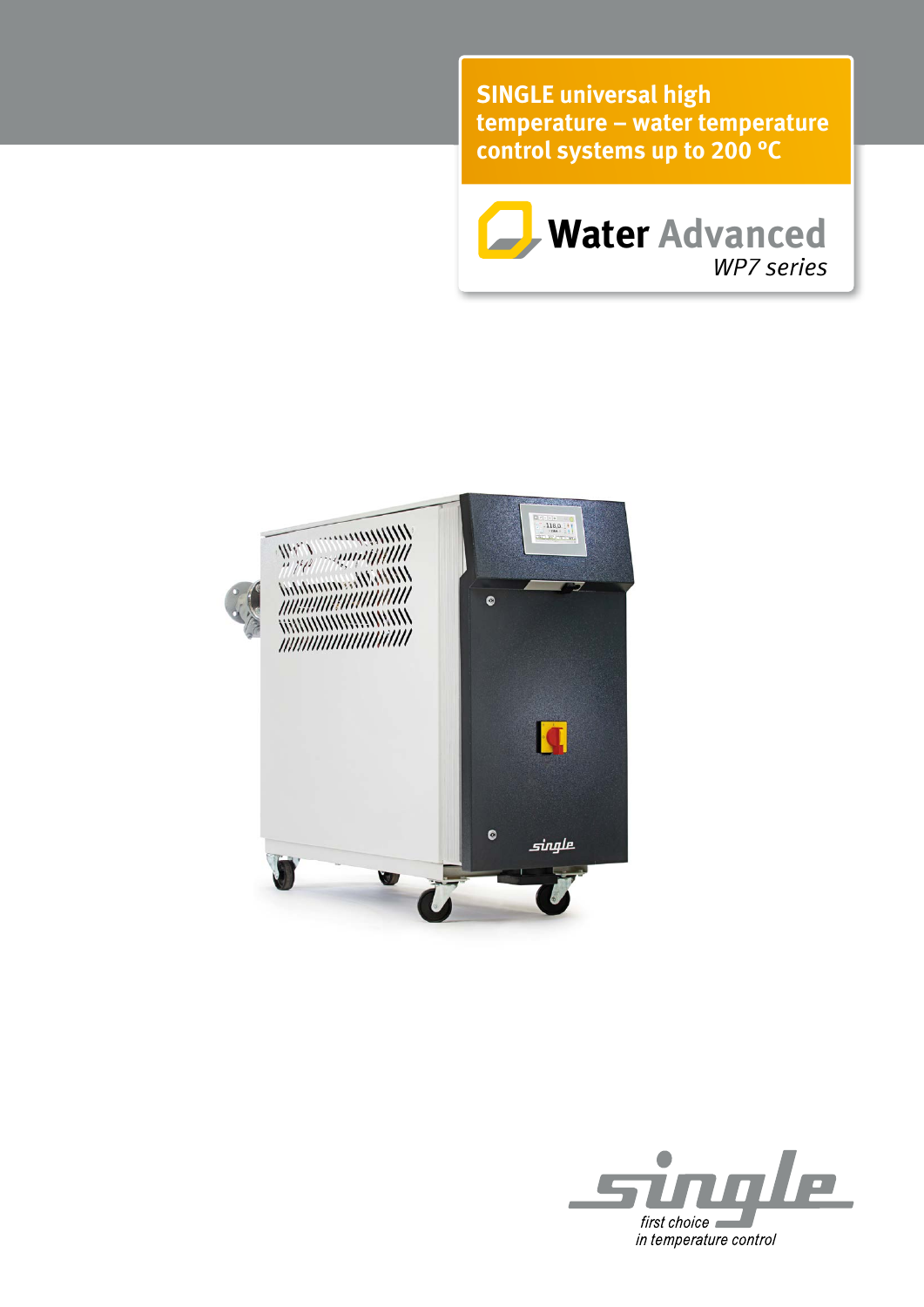# SINGLE universal high temperature – water temperature control systems up to 200 °C

## Water Advanced

*WP7 series*

single

*first choice in temperature control*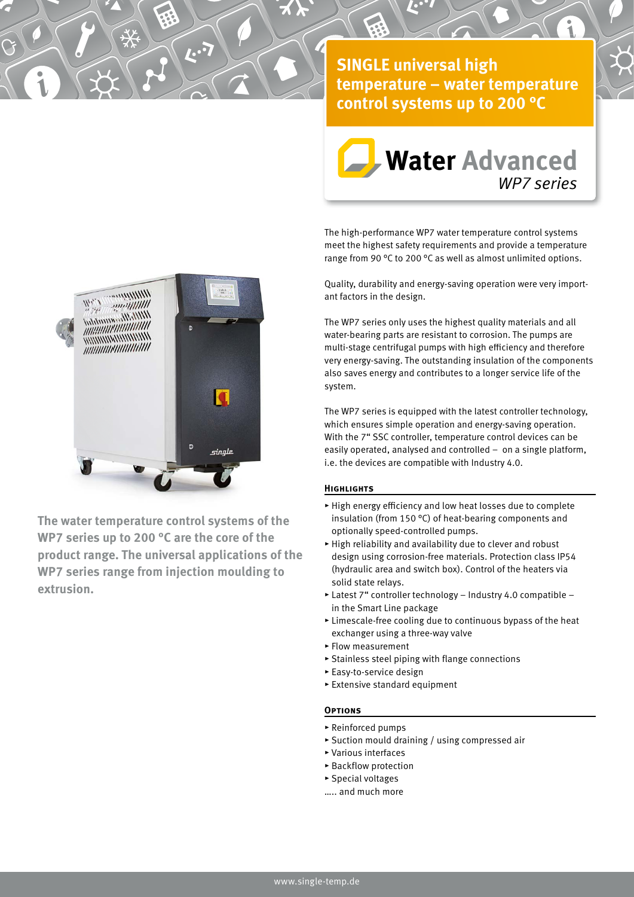# SINGLE universal high temperature – water temperature control systems up to 200 °C

## Water Advanced
*WP7 series*

The high-performance WP7 water temperature control systems meet the highest safety requirements and provide a temperature range from 90 °C to 200 °C as well as almost unlimited options.

Quality, durability and energy-saving operation were very important factors in the design.

The WP7 series only uses the highest quality materials and all water-bearing parts are resistant to corrosion. The pumps are multi-stage centrifugal pumps with high efficiency and therefore very energy-saving. The outstanding insulation of the components also saves energy and contributes to a longer service life of the system.

The WP7 series is equipped with the latest controller technology, which ensures simple operation and energy-saving operation. With the 7" SSC controller, temperature control devices can be easily operated, analysed and controlled – on a single platform, i.e. the devices are compatible with Industry 4.0.

**The water temperature control systems of the WP7 series up to 200 °C are the core of the product range. The universal applications of the WP7 series range from injection moulding to extrusion.**

### Highlights

- High energy efficiency and low heat losses due to complete insulation (from 150 °C) of heat-bearing components and optionally speed-controlled pumps.
- High reliability and availability due to clever and robust design using corrosion-free materials. Protection class IP54 (hydraulic area and switch box). Control of the heaters via solid state relays.
- Latest 7" controller technology – Industry 4.0 compatible – in the Smart Line package
- Limescale-free cooling due to continuous bypass of the heat exchanger using a three-way valve
- Flow measurement
- Stainless steel piping with flange connections
- Easy-to-service design
- Extensive standard equipment

### Options

- Reinforced pumps
- Suction mould draining / using compressed air
- Various interfaces
- Backflow protection
- Special voltages

….. and much more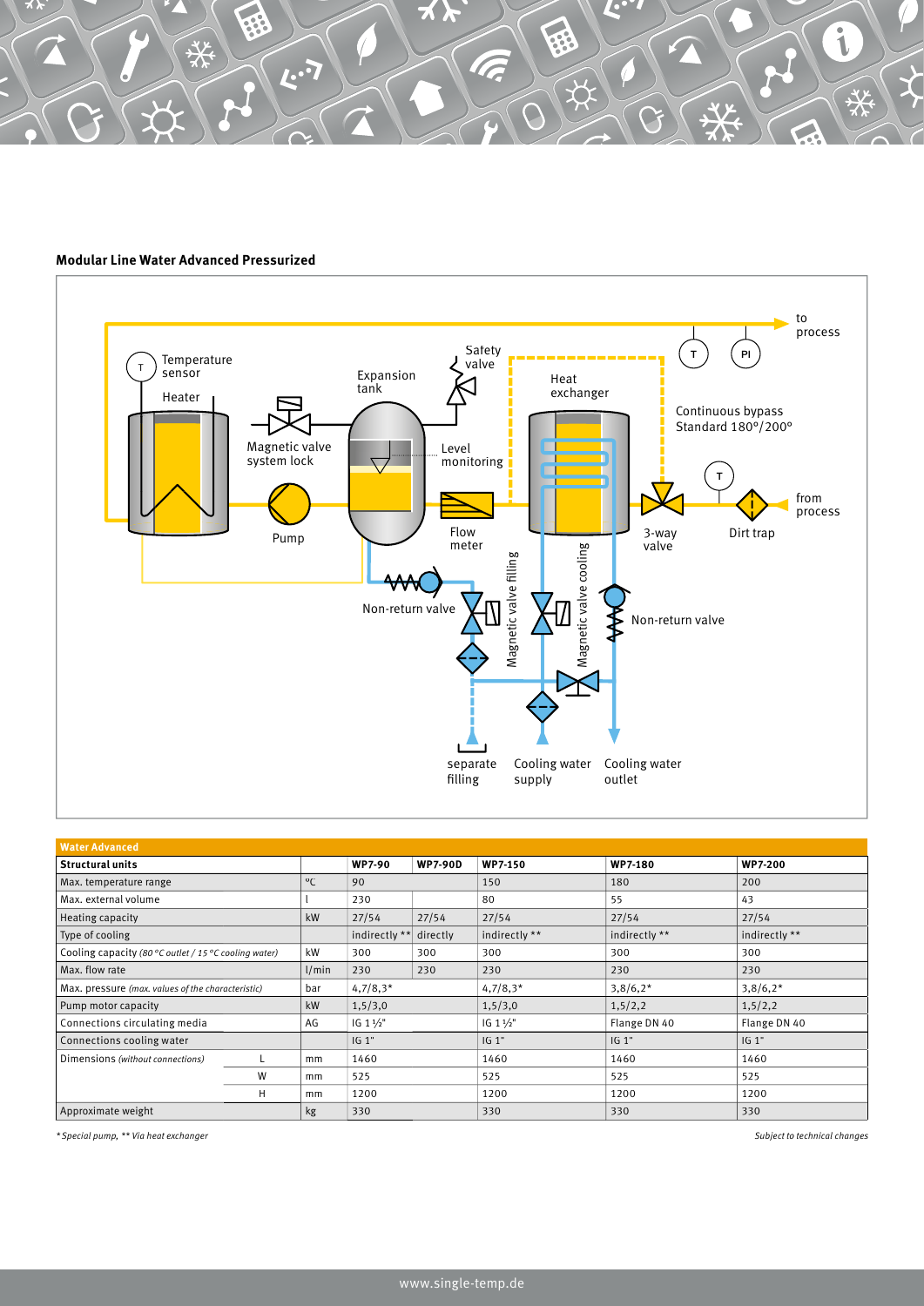**Modular Line Water Advanced Pressurized**

| Water Advanced | | | | | | | |
|---|---|---|---|---|---|---|---|
| **Structural units** | | | **WP7-90** | **WP7-90D** | **WP7-150** | **WP7-180** | **WP7-200** |
| Max. temperature range | | °C | 90 | | 150 | 180 | 200 |
| Max. external volume | | l | 230 | | 80 | 55 | 43 |
| Heating capacity | | kW | 27/54 | 27/54 | 27/54 | 27/54 | 27/54 |
| Type of cooling | | | indirectly ** | directly | indirectly ** | indirectly ** | indirectly ** |
| Cooling capacity *(80 °C outlet / 15 °C cooling water)* | | kW | 300 | 300 | 300 | 300 | 300 |
| Max. flow rate | | l/min | 230 | 230 | 230 | 230 | 230 |
| Max. pressure *(max. values of the characteristic)* | | bar | 4,7/8,3* | | 4,7/8,3* | 3,8/6,2* | 3,8/6,2* |
| Pump motor capacity | | kW | 1,5/3,0 | | 1,5/3,0 | 1,5/2,2 | 1,5/2,2 |
| Connections circulating media | | AG | IG 1½" | | IG 1½" | Flange DN 40 | Flange DN 40 |
| Connections cooling water | | | IG 1" | | IG 1" | IG 1" | IG 1" |
| Dimensions *(without connections)* | L | mm | 1460 | | 1460 | 1460 | 1460 |
| | W | mm | 525 | | 525 | 525 | 525 |
| | H | mm | 1200 | | 1200 | 1200 | 1200 |
| Approximate weight | | kg | 330 | | 330 | 330 | 330 |

*\* Special pump, \*\* Via heat exchanger*

*Subject to technical changes*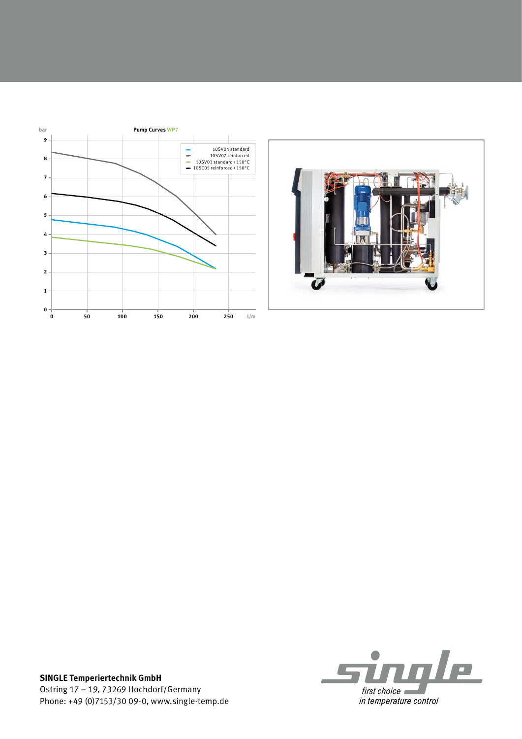Pump Curves WP7

bar

9
8
7
6
5
4
3
2
1
0

0
50
100
150
200
250
l/m

10SV04 standard
10SV07 reinforced
10SV03 standard > 150°C
10SC05 reinforced > 150°C

**SINGLE Temperiertechnik GmbH**
Ostring 17 – 19, 73269 Hochdorf/Germany
Phone: +49 (0)7153/30 09-0, www.single-temp.de

single
first choice
in temperature control